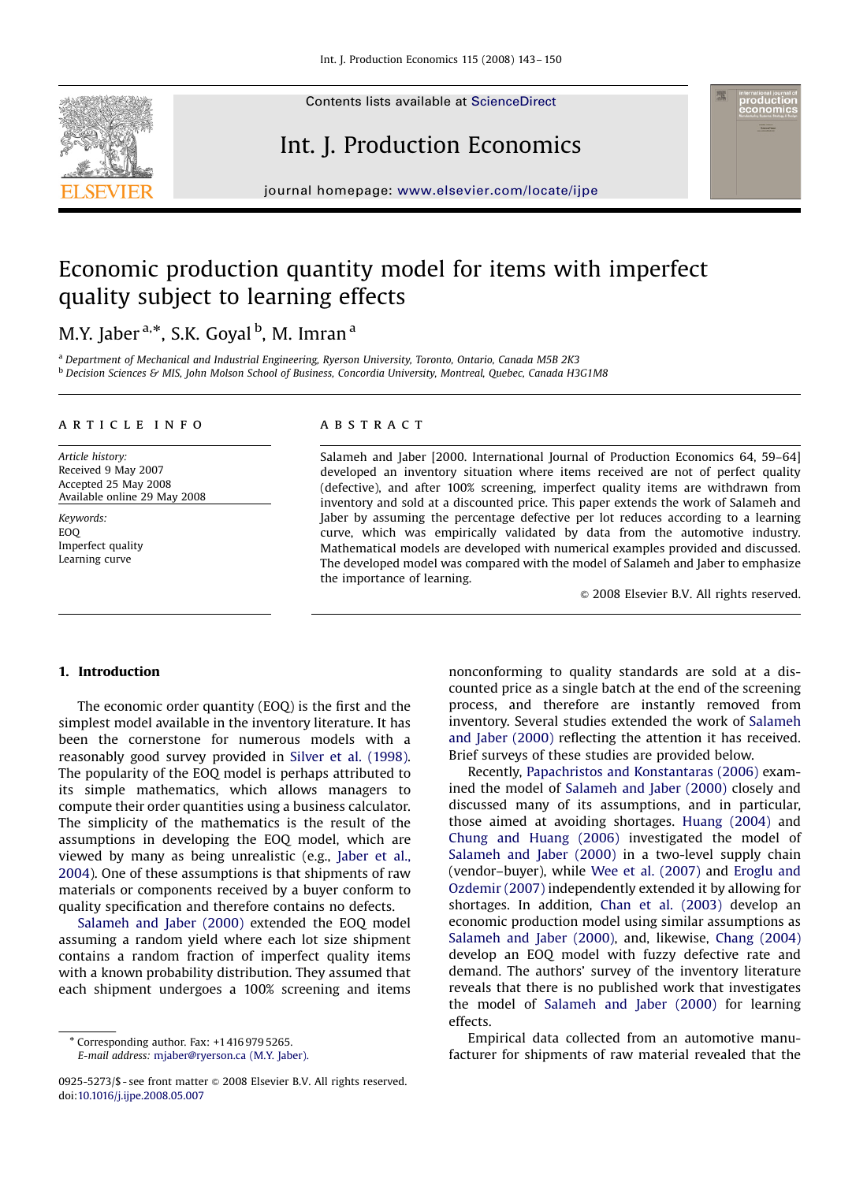Contents lists available at ScienceDirect

# Int. J. Production Economics

journal homepage: www.elsevier.com/locate/ijpe

# Economic production quantity model for items with imperfect quality subject to learning effects

M.Y. Jaber [a,*], S.K. Goyal [b], M. Imran [a]

[a] Department of Mechanical and Industrial Engineering, Ryerson University, Toronto, Ontario, Canada M5B 2K3

[b] Decision Sciences & MIS, John Molson School of Business, Concordia University, Montreal, Quebec, Canada H3G1M8

## ARTICLE INFO

*Article history:*
Received 9 May 2007
Accepted 25 May 2008
Available online 29 May 2008

*Keywords:*
EOQ
Imperfect quality
Learning curve

## ABSTRACT

Salameh and Jaber [2000. International Journal of Production Economics 64, 59–64] developed an inventory situation where items received are not of perfect quality (defective), and after 100% screening, imperfect quality items are withdrawn from inventory and sold at a discounted price. This paper extends the work of Salameh and Jaber by assuming the percentage defective per lot reduces according to a learning curve, which was empirically validated by data from the automotive industry. Mathematical models are developed with numerical examples provided and discussed. The developed model was compared with the model of Salameh and Jaber to emphasize the importance of learning.

© 2008 Elsevier B.V. All rights reserved.

## 1. Introduction

The economic order quantity (EOQ) is the first and the simplest model available in the inventory literature. It has been the cornerstone for numerous models with a reasonably good survey provided in Silver et al. (1998). The popularity of the EOQ model is perhaps attributed to its simple mathematics, which allows managers to compute their order quantities using a business calculator. The simplicity of the mathematics is the result of the assumptions in developing the EOQ model, which are viewed by many as being unrealistic (e.g., Jaber et al., 2004). One of these assumptions is that shipments of raw materials or components received by a buyer conform to quality specification and therefore contains no defects.

Salameh and Jaber (2000) extended the EOQ model assuming a random yield where each lot size shipment contains a random fraction of imperfect quality items with a known probability distribution. They assumed that each shipment undergoes a 100% screening and items nonconforming to quality standards are sold at a discounted price as a single batch at the end of the screening process, and therefore are instantly removed from inventory. Several studies extended the work of Salameh and Jaber (2000) reflecting the attention it has received. Brief surveys of these studies are provided below.

Recently, Papachristos and Konstantaras (2006) examined the model of Salameh and Jaber (2000) closely and discussed many of its assumptions, and in particular, those aimed at avoiding shortages. Huang (2004) and Chung and Huang (2006) investigated the model of Salameh and Jaber (2000) in a two-level supply chain (vendor–buyer), while Wee et al. (2007) and Eroglu and Ozdemir (2007) independently extended it by allowing for shortages. In addition, Chan et al. (2003) develop an economic production model using similar assumptions as Salameh and Jaber (2000), and, likewise, Chang (2004) develop an EOQ model with fuzzy defective rate and demand. The authors' survey of the inventory literature reveals that there is no published work that investigates the model of Salameh and Jaber (2000) for learning effects.

Empirical data collected from an automotive manufacturer for shipments of raw material revealed that the

---

* Corresponding author. Fax: +1 416 979 5265.
*E-mail address:* mjaber@ryerson.ca (M.Y. Jaber).

0925-5273/$ - see front matter © 2008 Elsevier B.V. All rights reserved.
doi:10.1016/j.ijpe.2008.05.007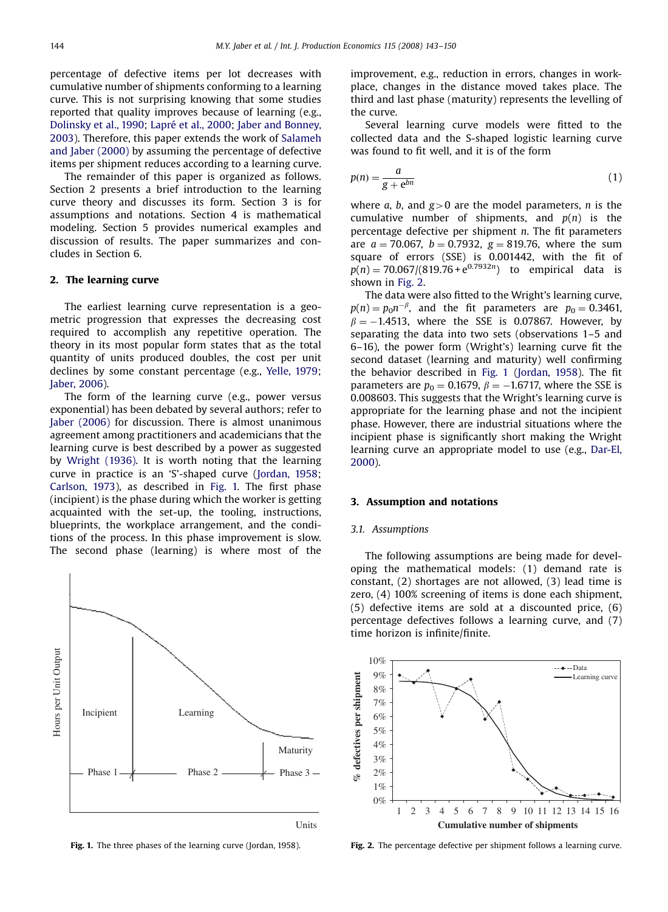percentage of defective items per lot decreases with cumulative number of shipments conforming to a learning curve. This is not surprising knowing that some studies reported that quality improves because of learning (e.g., Dolinsky et al., 1990; Lapré et al., 2000; Jaber and Bonney, 2003). Therefore, this paper extends the work of Salameh and Jaber (2000) by assuming the percentage of defective items per shipment reduces according to a learning curve.

The remainder of this paper is organized as follows. Section 2 presents a brief introduction to the learning curve theory and discusses its form. Section 3 is for assumptions and notations. Section 4 is mathematical modeling. Section 5 provides numerical examples and discussion of results. The paper summarizes and concludes in Section 6.

## 2. The learning curve

The earliest learning curve representation is a geometric progression that expresses the decreasing cost required to accomplish any repetitive operation. The theory in its most popular form states that as the total quantity of units produced doubles, the cost per unit declines by some constant percentage (e.g., Yelle, 1979; Jaber, 2006).

The form of the learning curve (e.g., power versus exponential) has been debated by several authors; refer to Jaber (2006) for discussion. There is almost unanimous agreement among practitioners and academicians that the learning curve is best described by a power as suggested by Wright (1936). It is worth noting that the learning curve in practice is an 'S'-shaped curve (Jordan, 1958; Carlson, 1973), as described in Fig. 1. The first phase (incipient) is the phase during which the worker is getting acquainted with the set-up, the tooling, instructions, blueprints, the workplace arrangement, and the conditions of the process. In this phase improvement is slow. The second phase (learning) is where most of the improvement, e.g., reduction in errors, changes in workplace, changes in the distance moved takes place. The third and last phase (maturity) represents the levelling of the curve.

Fig. 1. The three phases of the learning curve (Jordan, 1958).

Several learning curve models were fitted to the collected data and the S-shaped logistic learning curve was found to fit well, and it is of the form

$$p(n) = \frac{a}{g + e^{bn}} \tag{1}$$

where $a$, $b$, and $g>0$ are the model parameters, $n$ is the cumulative number of shipments, and $p(n)$ is the percentage defective per shipment $n$. The fit parameters are $a = 70.067$, $b = 0.7932$, $g = 819.76$, where the sum square of errors (SSE) is 0.001442, with the fit of $p(n) = 70.067/(819.76 + e^{0.7932n})$ to empirical data is shown in Fig. 2.

The data were also fitted to the Wright's learning curve, $p(n) = p_0 n^{-\beta}$, and the fit parameters are $p_0 = 0.3461$, $\beta = -1.4513$, where the SSE is 0.07867. However, by separating the data into two sets (observations 1–5 and 6–16), the power form (Wright's) learning curve fit the second dataset (learning and maturity) well confirming the behavior described in Fig. 1 (Jordan, 1958). The fit parameters are $p_0 = 0.1679$, $\beta = -1.6717$, where the SSE is 0.008603. This suggests that the Wright's learning curve is appropriate for the learning phase and not the incipient phase. However, there are industrial situations where the incipient phase is significantly short making the Wright learning curve an appropriate model to use (e.g., Dar-El, 2000).

## 3. Assumption and notations

### 3.1. Assumptions

The following assumptions are being made for developing the mathematical models: (1) demand rate is constant, (2) shortages are not allowed, (3) lead time is zero, (4) 100% screening of items is done each shipment, (5) defective items are sold at a discounted price, (6) percentage defectives follows a learning curve, and (7) time horizon is infinite/finite.

Fig. 2. The percentage defective per shipment follows a learning curve.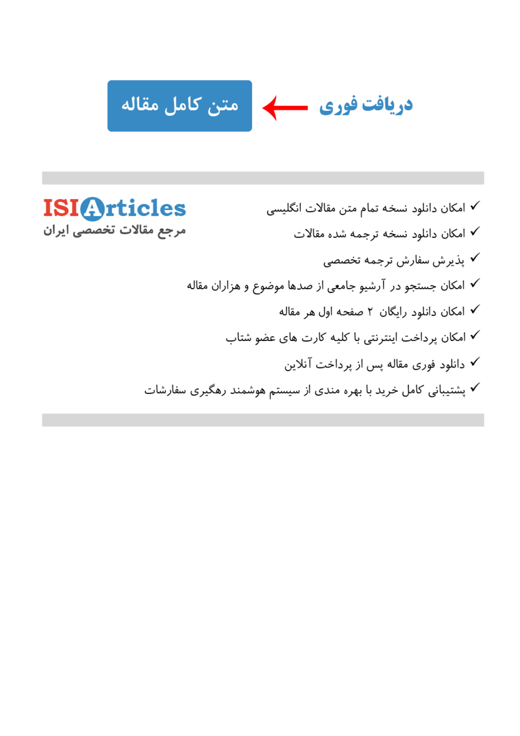دریافت فوری ← متن کامل مقاله

ISIArticles
مرجع مقالات تخصصی ایران

- ✓ امکان دانلود نسخه تمام متن مقالات انگلیسی
- ✓ امکان دانلود نسخه ترجمه شده مقالات
- ✓ پذیرش سفارش ترجمه تخصصی
- ✓ امکان جستجو در آرشیو جامعی از صدها موضوع و هزاران مقاله
- ✓ امکان دانلود رایگان ۲ صفحه اول هر مقاله
- ✓ امکان پرداخت اینترنتی با کلیه کارت های عضو شتاب
- ✓ دانلود فوری مقاله پس از پرداخت آنلاین
- ✓ پشتیبانی کامل خرید با بهره مندی از سیستم هوشمند رهگیری سفارشات